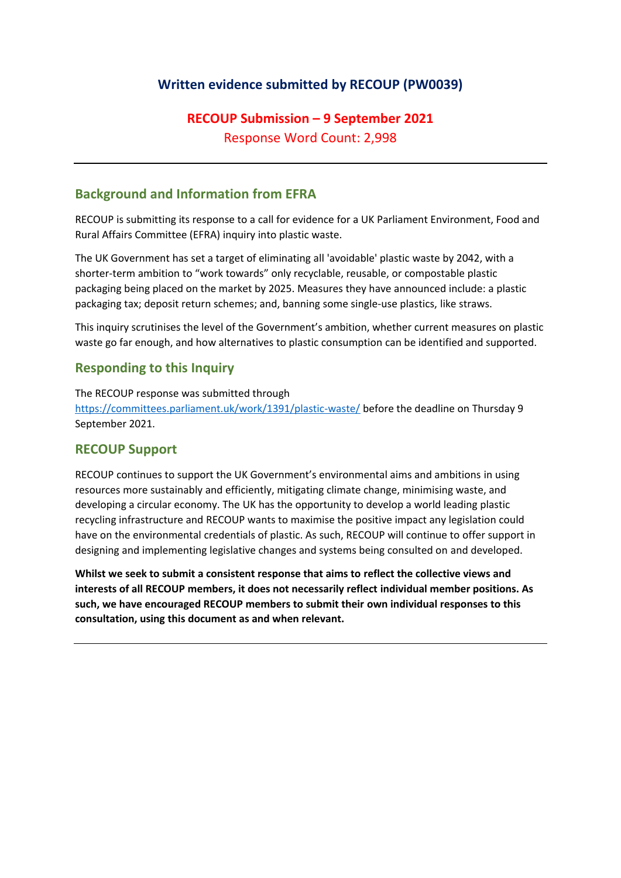# Written evidence submitted by RECOUP (PW0039)

## RECOUP Submission – 9 September 2021

Response Word Count: 2,998

---

## Background and Information from EFRA

RECOUP is submitting its response to a call for evidence for a UK Parliament Environment, Food and Rural Affairs Committee (EFRA) inquiry into plastic waste.

The UK Government has set a target of eliminating all 'avoidable' plastic waste by 2042, with a shorter-term ambition to "work towards" only recyclable, reusable, or compostable plastic packaging being placed on the market by 2025. Measures they have announced include: a plastic packaging tax; deposit return schemes; and, banning some single-use plastics, like straws.

This inquiry scrutinises the level of the Government's ambition, whether current measures on plastic waste go far enough, and how alternatives to plastic consumption can be identified and supported.

## Responding to this Inquiry

The RECOUP response was submitted through [https://committees.parliament.uk/work/1391/plastic-waste/](https://committees.parliament.uk/work/1391/plastic-waste/) before the deadline on Thursday 9 September 2021.

## RECOUP Support

RECOUP continues to support the UK Government's environmental aims and ambitions in using resources more sustainably and efficiently, mitigating climate change, minimising waste, and developing a circular economy. The UK has the opportunity to develop a world leading plastic recycling infrastructure and RECOUP wants to maximise the positive impact any legislation could have on the environmental credentials of plastic. As such, RECOUP will continue to offer support in designing and implementing legislative changes and systems being consulted on and developed.

**Whilst we seek to submit a consistent response that aims to reflect the collective views and interests of all RECOUP members, it does not necessarily reflect individual member positions. As such, we have encouraged RECOUP members to submit their own individual responses to this consultation, using this document as and when relevant.**

---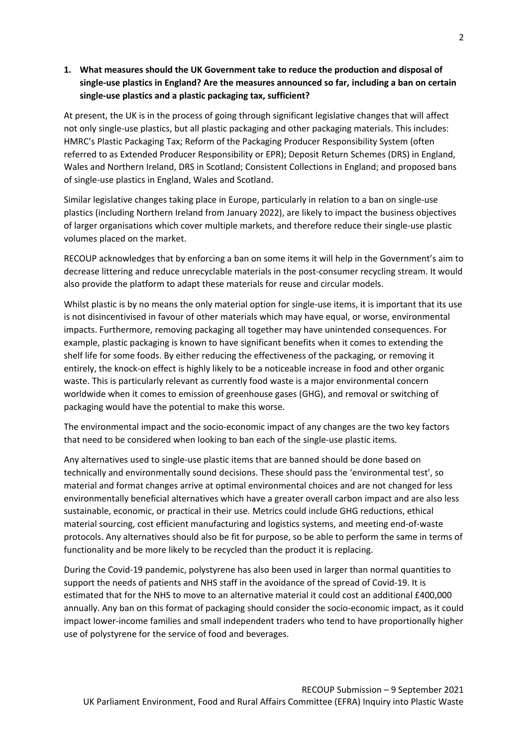**1. What measures should the UK Government take to reduce the production and disposal of single-use plastics in England? Are the measures announced so far, including a ban on certain single-use plastics and a plastic packaging tax, sufficient?**

At present, the UK is in the process of going through significant legislative changes that will affect not only single-use plastics, but all plastic packaging and other packaging materials. This includes: HMRC's Plastic Packaging Tax; Reform of the Packaging Producer Responsibility System (often referred to as Extended Producer Responsibility or EPR); Deposit Return Schemes (DRS) in England, Wales and Northern Ireland, DRS in Scotland; Consistent Collections in England; and proposed bans of single-use plastics in England, Wales and Scotland.

Similar legislative changes taking place in Europe, particularly in relation to a ban on single-use plastics (including Northern Ireland from January 2022), are likely to impact the business objectives of larger organisations which cover multiple markets, and therefore reduce their single-use plastic volumes placed on the market.

RECOUP acknowledges that by enforcing a ban on some items it will help in the Government's aim to decrease littering and reduce unrecyclable materials in the post-consumer recycling stream. It would also provide the platform to adapt these materials for reuse and circular models.

Whilst plastic is by no means the only material option for single-use items, it is important that its use is not disincentivised in favour of other materials which may have equal, or worse, environmental impacts. Furthermore, removing packaging all together may have unintended consequences. For example, plastic packaging is known to have significant benefits when it comes to extending the shelf life for some foods. By either reducing the effectiveness of the packaging, or removing it entirely, the knock-on effect is highly likely to be a noticeable increase in food and other organic waste. This is particularly relevant as currently food waste is a major environmental concern worldwide when it comes to emission of greenhouse gases (GHG), and removal or switching of packaging would have the potential to make this worse.

The environmental impact and the socio-economic impact of any changes are the two key factors that need to be considered when looking to ban each of the single-use plastic items.

Any alternatives used to single-use plastic items that are banned should be done based on technically and environmentally sound decisions. These should pass the 'environmental test', so material and format changes arrive at optimal environmental choices and are not changed for less environmentally beneficial alternatives which have a greater overall carbon impact and are also less sustainable, economic, or practical in their use. Metrics could include GHG reductions, ethical material sourcing, cost efficient manufacturing and logistics systems, and meeting end-of-waste protocols. Any alternatives should also be fit for purpose, so be able to perform the same in terms of functionality and be more likely to be recycled than the product it is replacing.

During the Covid-19 pandemic, polystyrene has also been used in larger than normal quantities to support the needs of patients and NHS staff in the avoidance of the spread of Covid-19. It is estimated that for the NHS to move to an alternative material it could cost an additional £400,000 annually. Any ban on this format of packaging should consider the socio-economic impact, as it could impact lower-income families and small independent traders who tend to have proportionally higher use of polystyrene for the service of food and beverages.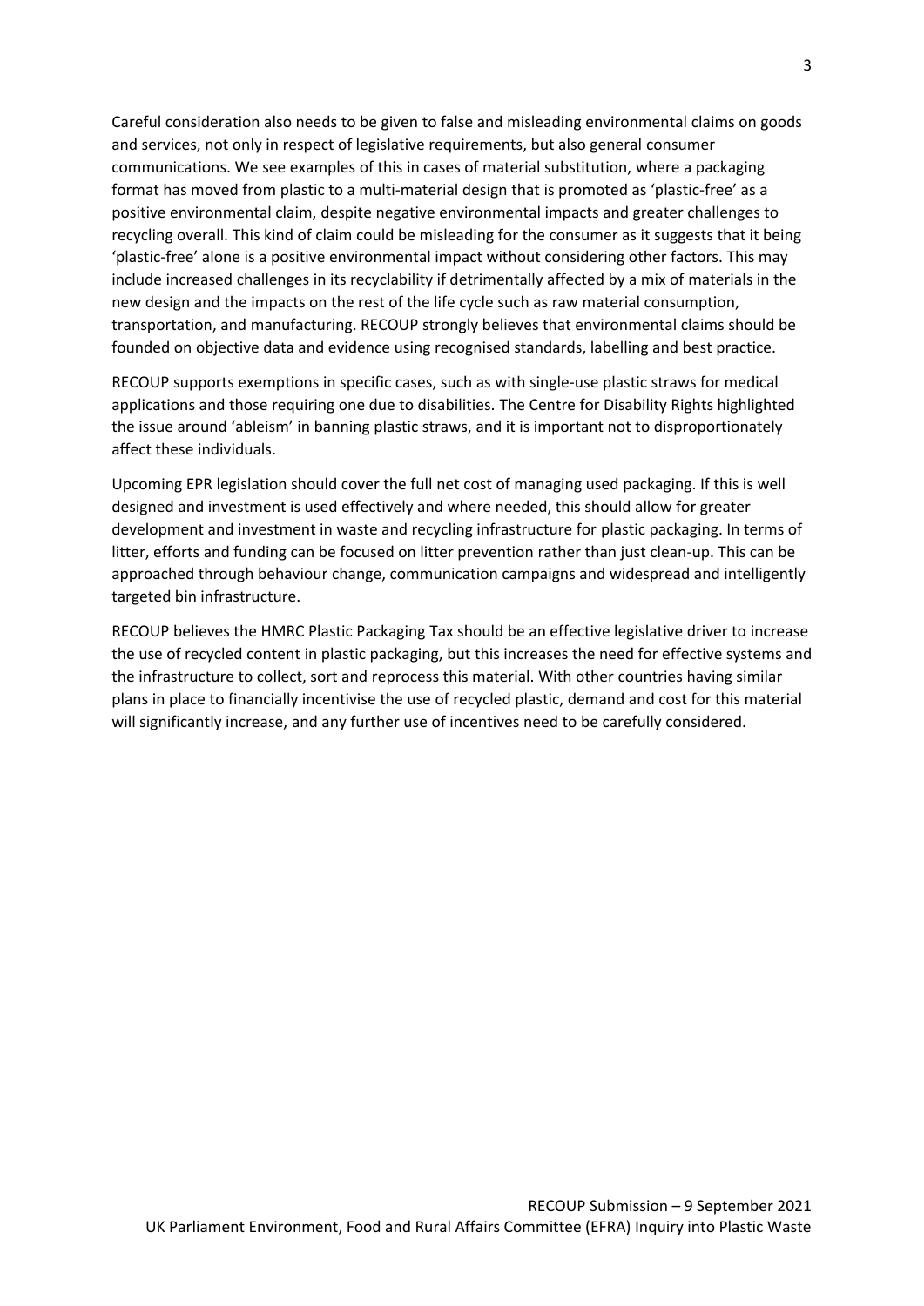Careful consideration also needs to be given to false and misleading environmental claims on goods and services, not only in respect of legislative requirements, but also general consumer communications. We see examples of this in cases of material substitution, where a packaging format has moved from plastic to a multi-material design that is promoted as 'plastic-free' as a positive environmental claim, despite negative environmental impacts and greater challenges to recycling overall. This kind of claim could be misleading for the consumer as it suggests that it being 'plastic-free' alone is a positive environmental impact without considering other factors. This may include increased challenges in its recyclability if detrimentally affected by a mix of materials in the new design and the impacts on the rest of the life cycle such as raw material consumption, transportation, and manufacturing. RECOUP strongly believes that environmental claims should be founded on objective data and evidence using recognised standards, labelling and best practice.

RECOUP supports exemptions in specific cases, such as with single-use plastic straws for medical applications and those requiring one due to disabilities. The Centre for Disability Rights highlighted the issue around 'ableism' in banning plastic straws, and it is important not to disproportionately affect these individuals.

Upcoming EPR legislation should cover the full net cost of managing used packaging. If this is well designed and investment is used effectively and where needed, this should allow for greater development and investment in waste and recycling infrastructure for plastic packaging. In terms of litter, efforts and funding can be focused on litter prevention rather than just clean-up. This can be approached through behaviour change, communication campaigns and widespread and intelligently targeted bin infrastructure.

RECOUP believes the HMRC Plastic Packaging Tax should be an effective legislative driver to increase the use of recycled content in plastic packaging, but this increases the need for effective systems and the infrastructure to collect, sort and reprocess this material. With other countries having similar plans in place to financially incentivise the use of recycled plastic, demand and cost for this material will significantly increase, and any further use of incentives need to be carefully considered.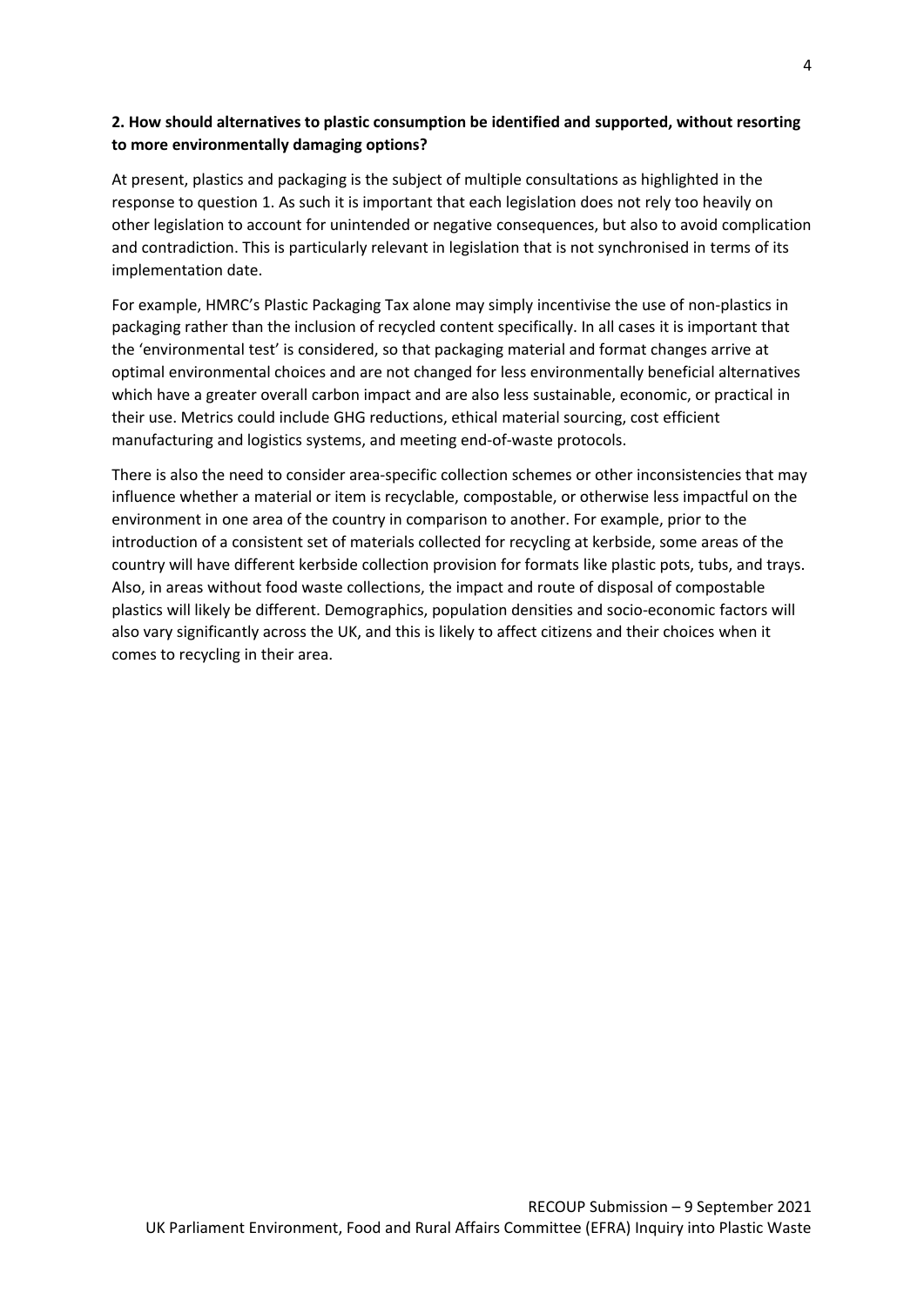**2. How should alternatives to plastic consumption be identified and supported, without resorting to more environmentally damaging options?**

At present, plastics and packaging is the subject of multiple consultations as highlighted in the response to question 1. As such it is important that each legislation does not rely too heavily on other legislation to account for unintended or negative consequences, but also to avoid complication and contradiction. This is particularly relevant in legislation that is not synchronised in terms of its implementation date.

For example, HMRC's Plastic Packaging Tax alone may simply incentivise the use of non-plastics in packaging rather than the inclusion of recycled content specifically. In all cases it is important that the 'environmental test' is considered, so that packaging material and format changes arrive at optimal environmental choices and are not changed for less environmentally beneficial alternatives which have a greater overall carbon impact and are also less sustainable, economic, or practical in their use. Metrics could include GHG reductions, ethical material sourcing, cost efficient manufacturing and logistics systems, and meeting end-of-waste protocols.

There is also the need to consider area-specific collection schemes or other inconsistencies that may influence whether a material or item is recyclable, compostable, or otherwise less impactful on the environment in one area of the country in comparison to another. For example, prior to the introduction of a consistent set of materials collected for recycling at kerbside, some areas of the country will have different kerbside collection provision for formats like plastic pots, tubs, and trays. Also, in areas without food waste collections, the impact and route of disposal of compostable plastics will likely be different. Demographics, population densities and socio-economic factors will also vary significantly across the UK, and this is likely to affect citizens and their choices when it comes to recycling in their area.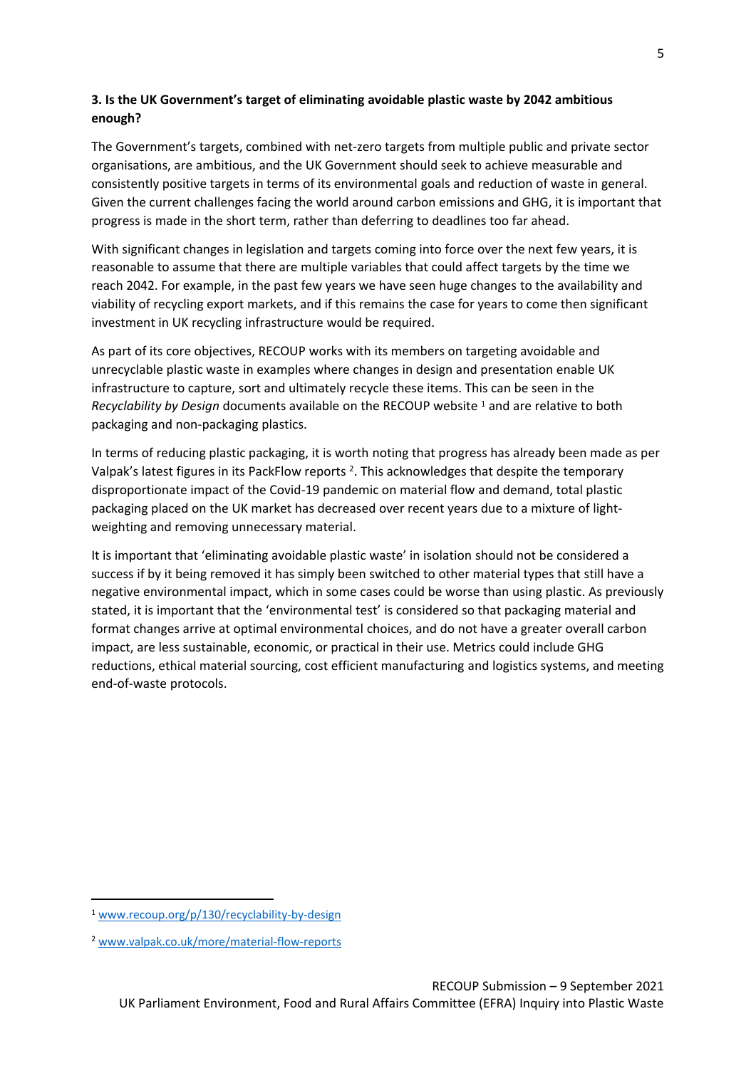**3. Is the UK Government's target of eliminating avoidable plastic waste by 2042 ambitious enough?**

The Government's targets, combined with net-zero targets from multiple public and private sector organisations, are ambitious, and the UK Government should seek to achieve measurable and consistently positive targets in terms of its environmental goals and reduction of waste in general. Given the current challenges facing the world around carbon emissions and GHG, it is important that progress is made in the short term, rather than deferring to deadlines too far ahead.

With significant changes in legislation and targets coming into force over the next few years, it is reasonable to assume that there are multiple variables that could affect targets by the time we reach 2042. For example, in the past few years we have seen huge changes to the availability and viability of recycling export markets, and if this remains the case for years to come then significant investment in UK recycling infrastructure would be required.

As part of its core objectives, RECOUP works with its members on targeting avoidable and unrecyclable plastic waste in examples where changes in design and presentation enable UK infrastructure to capture, sort and ultimately recycle these items. This can be seen in the *Recyclability by Design* documents available on the RECOUP website [1] and are relative to both packaging and non-packaging plastics.

In terms of reducing plastic packaging, it is worth noting that progress has already been made as per Valpak's latest figures in its PackFlow reports [2]. This acknowledges that despite the temporary disproportionate impact of the Covid-19 pandemic on material flow and demand, total plastic packaging placed on the UK market has decreased over recent years due to a mixture of light-weighting and removing unnecessary material.

It is important that 'eliminating avoidable plastic waste' in isolation should not be considered a success if by it being removed it has simply been switched to other material types that still have a negative environmental impact, which in some cases could be worse than using plastic. As previously stated, it is important that the 'environmental test' is considered so that packaging material and format changes arrive at optimal environmental choices, and do not have a greater overall carbon impact, are less sustainable, economic, or practical in their use. Metrics could include GHG reductions, ethical material sourcing, cost efficient manufacturing and logistics systems, and meeting end-of-waste protocols.

---

[1] www.recoup.org/p/130/recyclability-by-design

[2] www.valpak.co.uk/more/material-flow-reports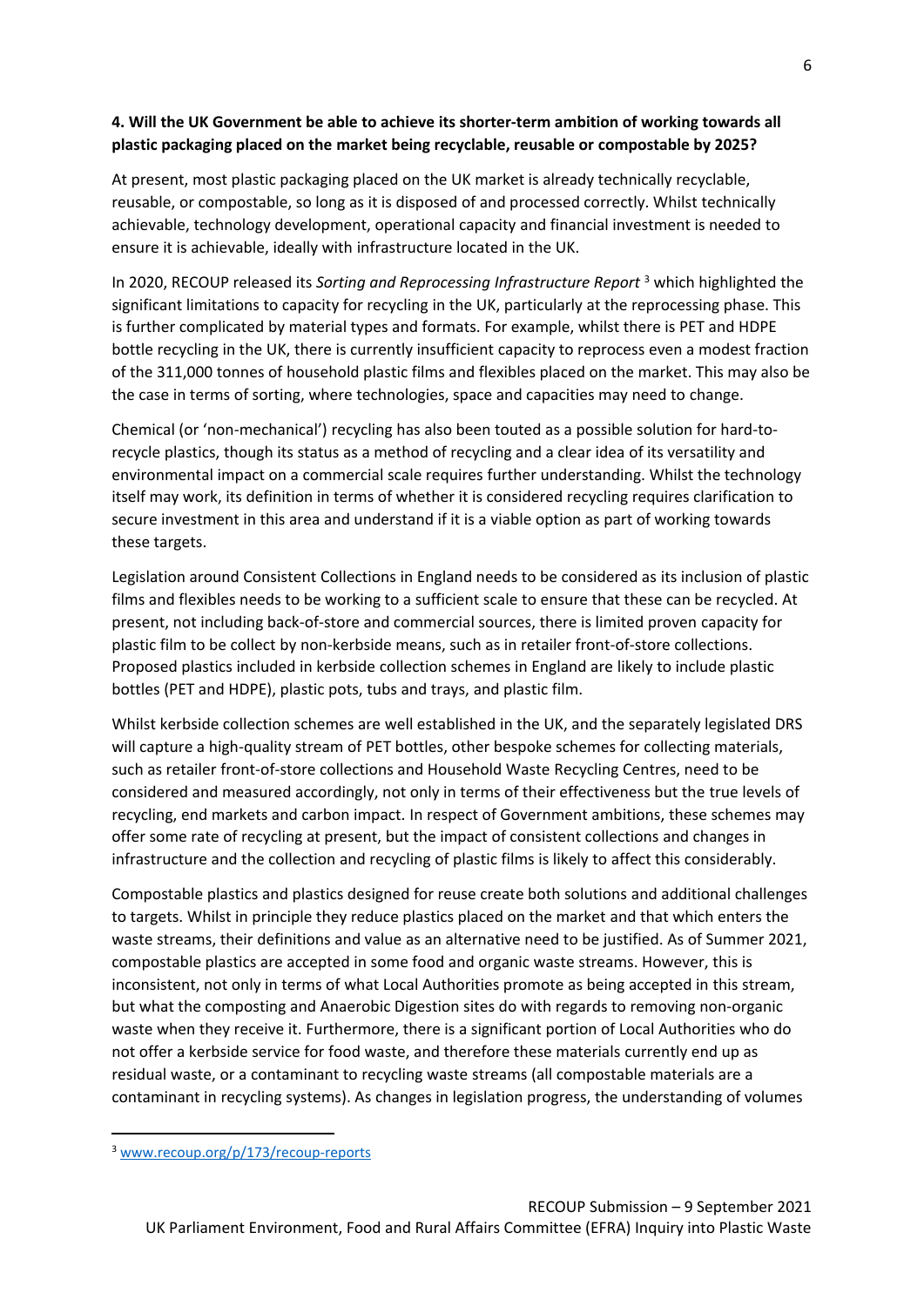**4. Will the UK Government be able to achieve its shorter-term ambition of working towards all plastic packaging placed on the market being recyclable, reusable or compostable by 2025?**

At present, most plastic packaging placed on the UK market is already technically recyclable, reusable, or compostable, so long as it is disposed of and processed correctly. Whilst technically achievable, technology development, operational capacity and financial investment is needed to ensure it is achievable, ideally with infrastructure located in the UK.

In 2020, RECOUP released its *Sorting and Reprocessing Infrastructure Report* [3] which highlighted the significant limitations to capacity for recycling in the UK, particularly at the reprocessing phase. This is further complicated by material types and formats. For example, whilst there is PET and HDPE bottle recycling in the UK, there is currently insufficient capacity to reprocess even a modest fraction of the 311,000 tonnes of household plastic films and flexibles placed on the market. This may also be the case in terms of sorting, where technologies, space and capacities may need to change.

Chemical (or 'non-mechanical') recycling has also been touted as a possible solution for hard-to-recycle plastics, though its status as a method of recycling and a clear idea of its versatility and environmental impact on a commercial scale requires further understanding. Whilst the technology itself may work, its definition in terms of whether it is considered recycling requires clarification to secure investment in this area and understand if it is a viable option as part of working towards these targets.

Legislation around Consistent Collections in England needs to be considered as its inclusion of plastic films and flexibles needs to be working to a sufficient scale to ensure that these can be recycled. At present, not including back-of-store and commercial sources, there is limited proven capacity for plastic film to be collect by non-kerbside means, such as in retailer front-of-store collections. Proposed plastics included in kerbside collection schemes in England are likely to include plastic bottles (PET and HDPE), plastic pots, tubs and trays, and plastic film.

Whilst kerbside collection schemes are well established in the UK, and the separately legislated DRS will capture a high-quality stream of PET bottles, other bespoke schemes for collecting materials, such as retailer front-of-store collections and Household Waste Recycling Centres, need to be considered and measured accordingly, not only in terms of their effectiveness but the true levels of recycling, end markets and carbon impact. In respect of Government ambitions, these schemes may offer some rate of recycling at present, but the impact of consistent collections and changes in infrastructure and the collection and recycling of plastic films is likely to affect this considerably.

Compostable plastics and plastics designed for reuse create both solutions and additional challenges to targets. Whilst in principle they reduce plastics placed on the market and that which enters the waste streams, their definitions and value as an alternative need to be justified. As of Summer 2021, compostable plastics are accepted in some food and organic waste streams. However, this is inconsistent, not only in terms of what Local Authorities promote as being accepted in this stream, but what the composting and Anaerobic Digestion sites do with regards to removing non-organic waste when they receive it. Furthermore, there is a significant portion of Local Authorities who do not offer a kerbside service for food waste, and therefore these materials currently end up as residual waste, or a contaminant to recycling waste streams (all compostable materials are a contaminant in recycling systems). As changes in legislation progress, the understanding of volumes

[3] www.recoup.org/p/173/recoup-reports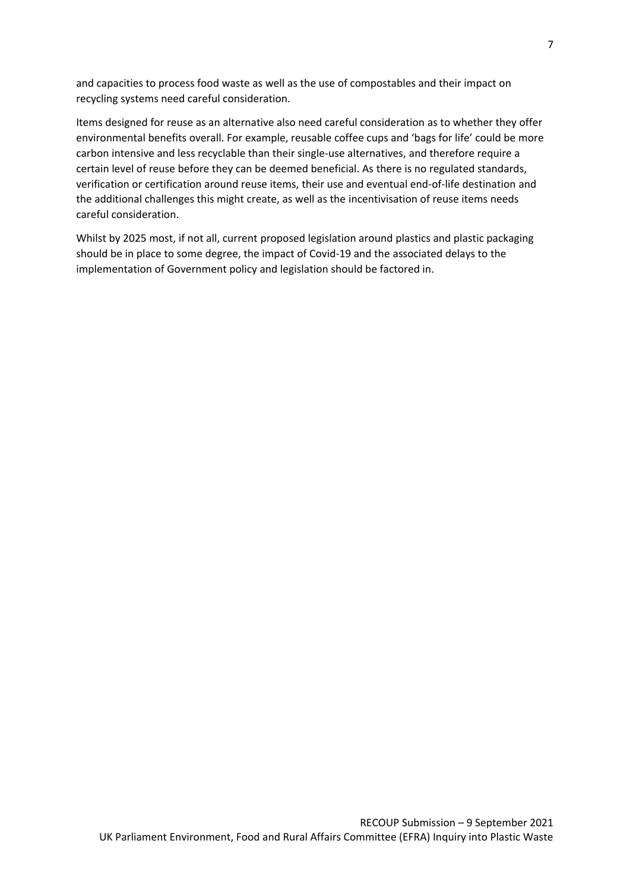and capacities to process food waste as well as the use of compostables and their impact on recycling systems need careful consideration.

Items designed for reuse as an alternative also need careful consideration as to whether they offer environmental benefits overall. For example, reusable coffee cups and 'bags for life' could be more carbon intensive and less recyclable than their single-use alternatives, and therefore require a certain level of reuse before they can be deemed beneficial. As there is no regulated standards, verification or certification around reuse items, their use and eventual end-of-life destination and the additional challenges this might create, as well as the incentivisation of reuse items needs careful consideration.

Whilst by 2025 most, if not all, current proposed legislation around plastics and plastic packaging should be in place to some degree, the impact of Covid-19 and the associated delays to the implementation of Government policy and legislation should be factored in.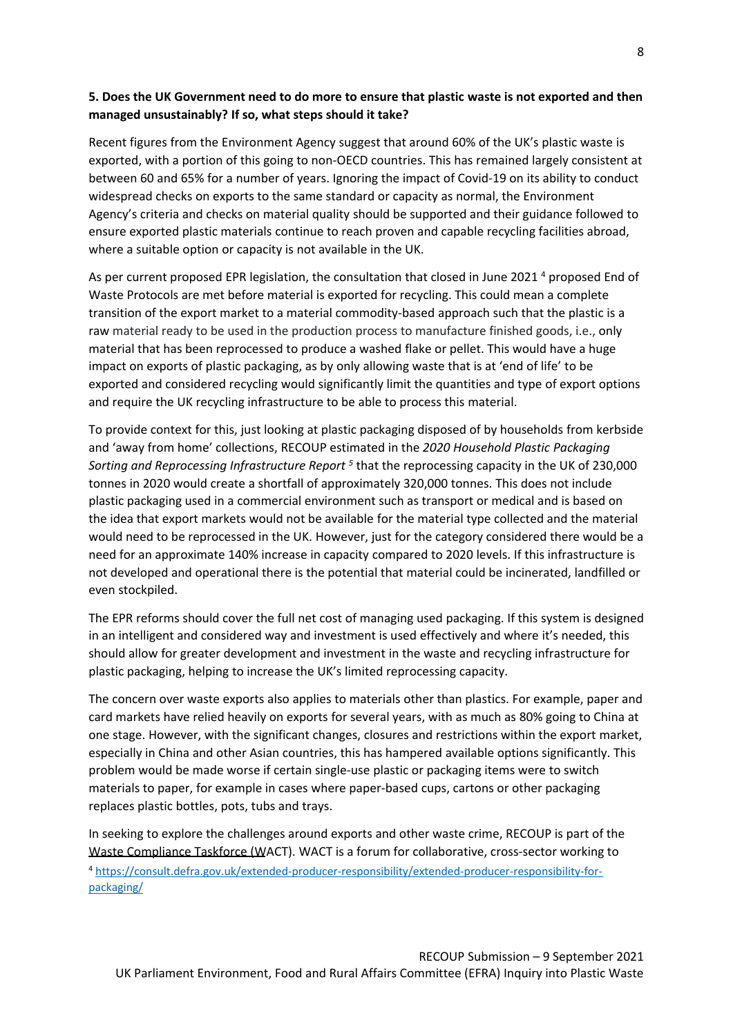**5. Does the UK Government need to do more to ensure that plastic waste is not exported and then managed unsustainably? If so, what steps should it take?**

Recent figures from the Environment Agency suggest that around 60% of the UK's plastic waste is exported, with a portion of this going to non-OECD countries. This has remained largely consistent at between 60 and 65% for a number of years. Ignoring the impact of Covid-19 on its ability to conduct widespread checks on exports to the same standard or capacity as normal, the Environment Agency's criteria and checks on material quality should be supported and their guidance followed to ensure exported plastic materials continue to reach proven and capable recycling facilities abroad, where a suitable option or capacity is not available in the UK.

As per current proposed EPR legislation, the consultation that closed in June 2021 [4] proposed End of Waste Protocols are met before material is exported for recycling. This could mean a complete transition of the export market to a material commodity-based approach such that the plastic is a raw material ready to be used in the production process to manufacture finished goods, i.e., only material that has been reprocessed to produce a washed flake or pellet. This would have a huge impact on exports of plastic packaging, as by only allowing waste that is at 'end of life' to be exported and considered recycling would significantly limit the quantities and type of export options and require the UK recycling infrastructure to be able to process this material.

To provide context for this, just looking at plastic packaging disposed of by households from kerbside and 'away from home' collections, RECOUP estimated in the *2020 Household Plastic Packaging Sorting and Reprocessing Infrastructure Report* [5] that the reprocessing capacity in the UK of 230,000 tonnes in 2020 would create a shortfall of approximately 320,000 tonnes. This does not include plastic packaging used in a commercial environment such as transport or medical and is based on the idea that export markets would not be available for the material type collected and the material would need to be reprocessed in the UK. However, just for the category considered there would be a need for an approximate 140% increase in capacity compared to 2020 levels. If this infrastructure is not developed and operational there is the potential that material could be incinerated, landfilled or even stockpiled.

The EPR reforms should cover the full net cost of managing used packaging. If this system is designed in an intelligent and considered way and investment is used effectively and where it's needed, this should allow for greater development and investment in the waste and recycling infrastructure for plastic packaging, helping to increase the UK's limited reprocessing capacity.

The concern over waste exports also applies to materials other than plastics. For example, paper and card markets have relied heavily on exports for several years, with as much as 80% going to China at one stage. However, with the significant changes, closures and restrictions within the export market, especially in China and other Asian countries, this has hampered available options significantly. This problem would be made worse if certain single-use plastic or packaging items were to switch materials to paper, for example in cases where paper-based cups, cartons or other packaging replaces plastic bottles, pots, tubs and trays.

In seeking to explore the challenges around exports and other waste crime, RECOUP is part of the Waste Compliance Taskforce (WACT). WACT is a forum for collaborative, cross-sector working to

[4] https://consult.defra.gov.uk/extended-producer-responsibility/extended-producer-responsibility-for-packaging/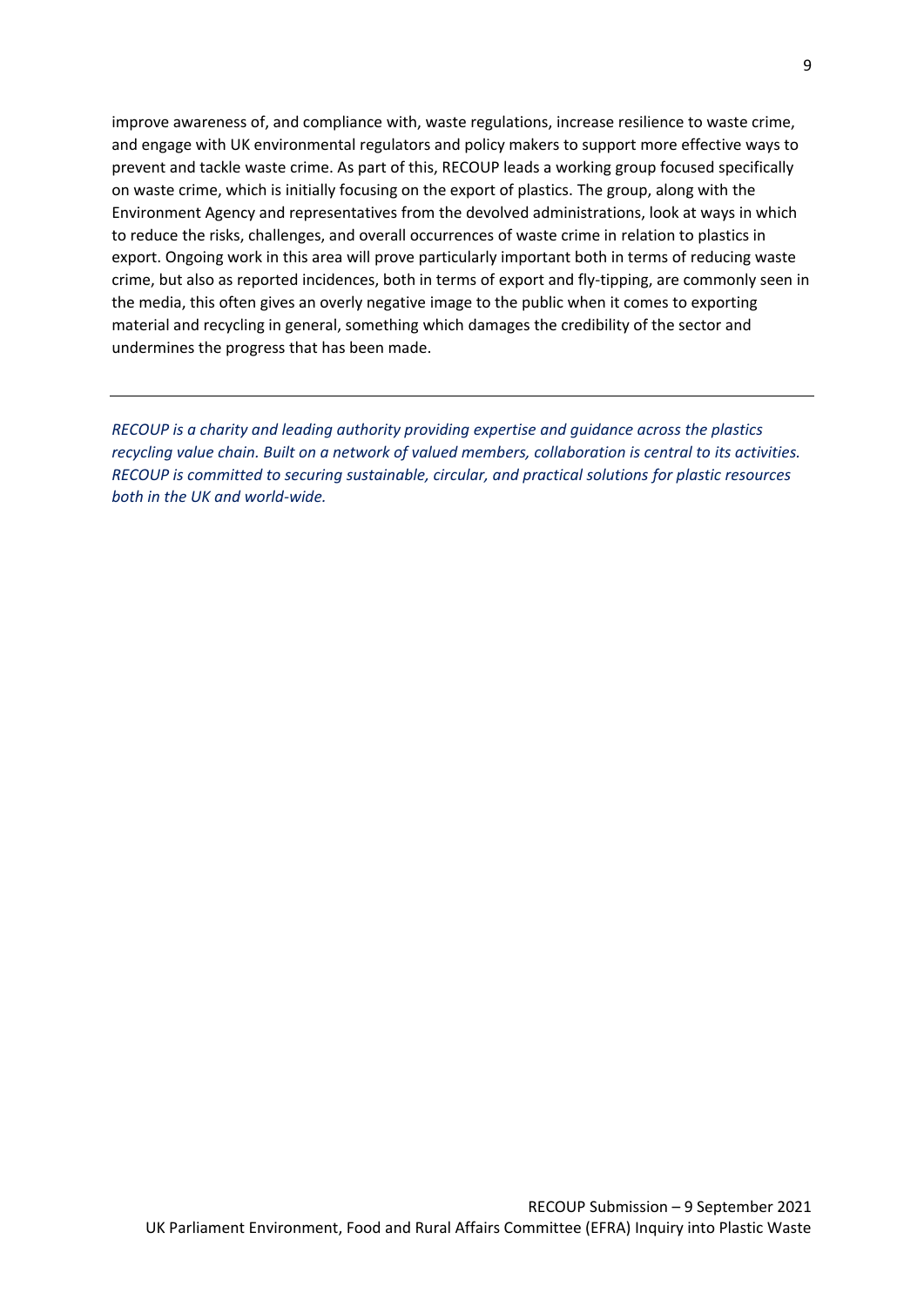improve awareness of, and compliance with, waste regulations, increase resilience to waste crime, and engage with UK environmental regulators and policy makers to support more effective ways to prevent and tackle waste crime. As part of this, RECOUP leads a working group focused specifically on waste crime, which is initially focusing on the export of plastics. The group, along with the Environment Agency and representatives from the devolved administrations, look at ways in which to reduce the risks, challenges, and overall occurrences of waste crime in relation to plastics in export. Ongoing work in this area will prove particularly important both in terms of reducing waste crime, but also as reported incidences, both in terms of export and fly-tipping, are commonly seen in the media, this often gives an overly negative image to the public when it comes to exporting material and recycling in general, something which damages the credibility of the sector and undermines the progress that has been made.

---

*RECOUP is a charity and leading authority providing expertise and guidance across the plastics recycling value chain. Built on a network of valued members, collaboration is central to its activities. RECOUP is committed to securing sustainable, circular, and practical solutions for plastic resources both in the UK and world-wide.*